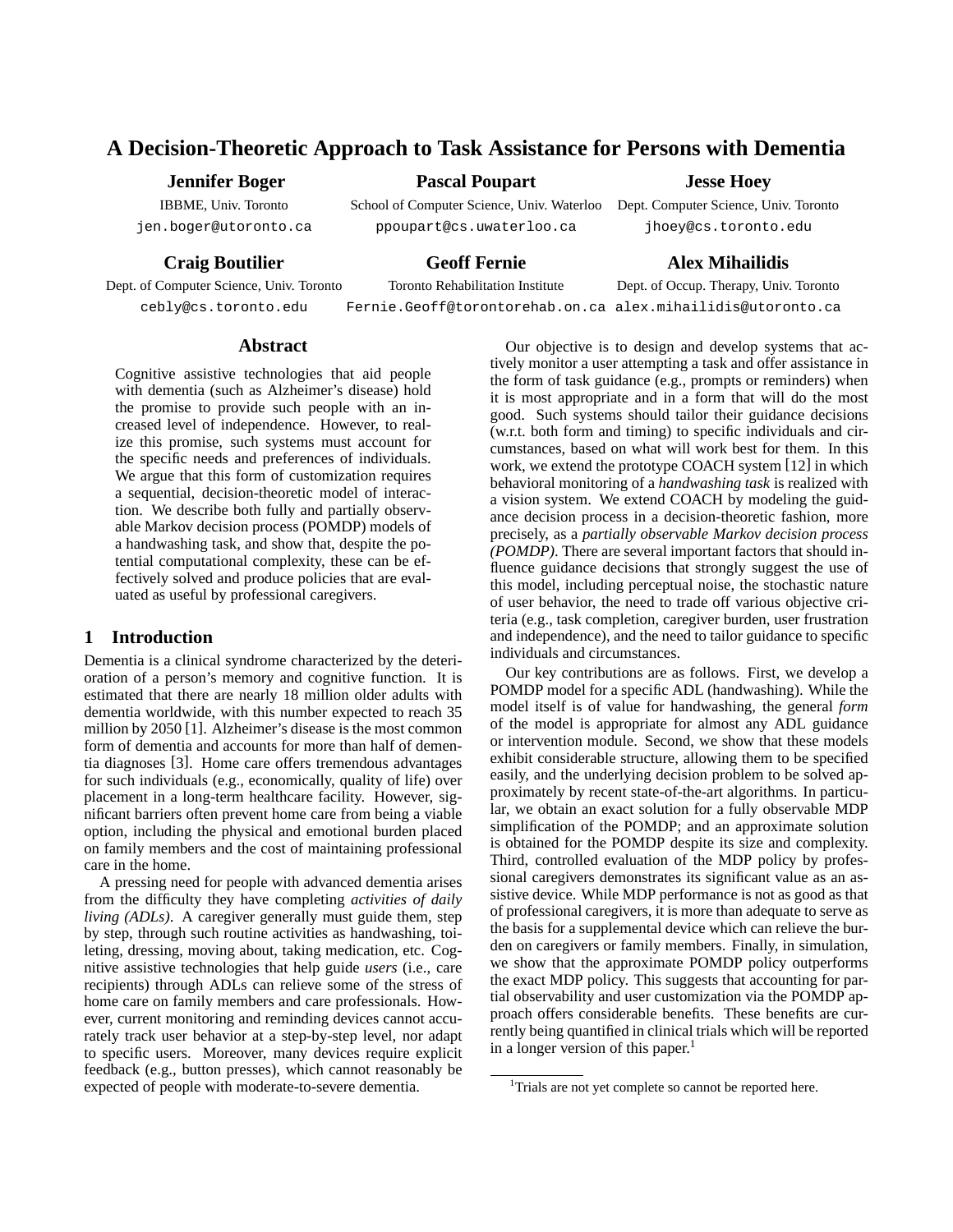# A Decision-Theoretic Approach to Task Assistance for Persons with Dementia

**Jennifer Boger**
IBBME, Univ. Toronto
jen.boger@utoronto.ca

**Pascal Poupart**
School of Computer Science, Univ. Waterloo
ppoupart@cs.uwaterloo.ca

**Jesse Hoey**
Dept. Computer Science, Univ. Toronto
jhoey@cs.toronto.edu

**Craig Boutilier**
Dept. of Computer Science, Univ. Toronto
cebly@cs.toronto.edu

**Geoff Fernie**
Toronto Rehabilitation Institute
Fernie.Geoff@torontorehab.on.ca

**Alex Mihailidis**
Dept. of Occup. Therapy, Univ. Toronto
alex.mihailidis@utoronto.ca

## Abstract

Cognitive assistive technologies that aid people with dementia (such as Alzheimer's disease) hold the promise to provide such people with an increased level of independence. However, to realize this promise, such systems must account for the specific needs and preferences of individuals. We argue that this form of customization requires a sequential, decision-theoretic model of interaction. We describe both fully and partially observable Markov decision process (POMDP) models of a handwashing task, and show that, despite the potential computational complexity, these can be effectively solved and produce policies that are evaluated as useful by professional caregivers.

## 1 Introduction

Dementia is a clinical syndrome characterized by the deterioration of a person's memory and cognitive function. It is estimated that there are nearly 18 million older adults with dementia worldwide, with this number expected to reach 35 million by 2050 [1]. Alzheimer's disease is the most common form of dementia and accounts for more than half of dementia diagnoses [3]. Home care offers tremendous advantages for such individuals (e.g., economically, quality of life) over placement in a long-term healthcare facility. However, significant barriers often prevent home care from being a viable option, including the physical and emotional burden placed on family members and the cost of maintaining professional care in the home.

A pressing need for people with advanced dementia arises from the difficulty they have completing *activities of daily living (ADLs)*. A caregiver generally must guide them, step by step, through such routine activities as handwashing, toileting, dressing, moving about, taking medication, etc. Cognitive assistive technologies that help guide *users* (i.e., care recipients) through ADLs can relieve some of the stress of home care on family members and care professionals. However, current monitoring and reminding devices cannot accurately track user behavior at a step-by-step level, nor adapt to specific users. Moreover, many devices require explicit feedback (e.g., button presses), which cannot reasonably be expected of people with moderate-to-severe dementia.

Our objective is to design and develop systems that actively monitor a user attempting a task and offer assistance in the form of task guidance (e.g., prompts or reminders) when it is most appropriate and in a form that will do the most good. Such systems should tailor their guidance decisions (w.r.t. both form and timing) to specific individuals and circumstances, based on what will work best for them. In this work, we extend the prototype COACH system [12] in which behavioral monitoring of a *handwashing task* is realized with a vision system. We extend COACH by modeling the guidance decision process in a decision-theoretic fashion, more precisely, as a *partially observable Markov decision process (POMDP)*. There are several important factors that should influence guidance decisions that strongly suggest the use of this model, including perceptual noise, the stochastic nature of user behavior, the need to trade off various objective criteria (e.g., task completion, caregiver burden, user frustration and independence), and the need to tailor guidance to specific individuals and circumstances.

Our key contributions are as follows. First, we develop a POMDP model for a specific ADL (handwashing). While the model itself is of value for handwashing, the general *form* of the model is appropriate for almost any ADL guidance or intervention module. Second, we show that these models exhibit considerable structure, allowing them to be specified easily, and the underlying decision problem to be solved approximately by recent state-of-the-art algorithms. In particular, we obtain an exact solution for a fully observable MDP simplification of the POMDP; and an approximate solution is obtained for the POMDP despite its size and complexity. Third, controlled evaluation of the MDP policy by professional caregivers demonstrates its significant value as an assistive device. While MDP performance is not as good as that of professional caregivers, it is more than adequate to serve as the basis for a supplemental device which can relieve the burden on caregivers or family members. Finally, in simulation, we show that the approximate POMDP policy outperforms the exact MDP policy. This suggests that accounting for partial observability and user customization via the POMDP approach offers considerable benefits. These benefits are currently being quantified in clinical trials which will be reported in a longer version of this paper.[1]

[1] Trials are not yet complete so cannot be reported here.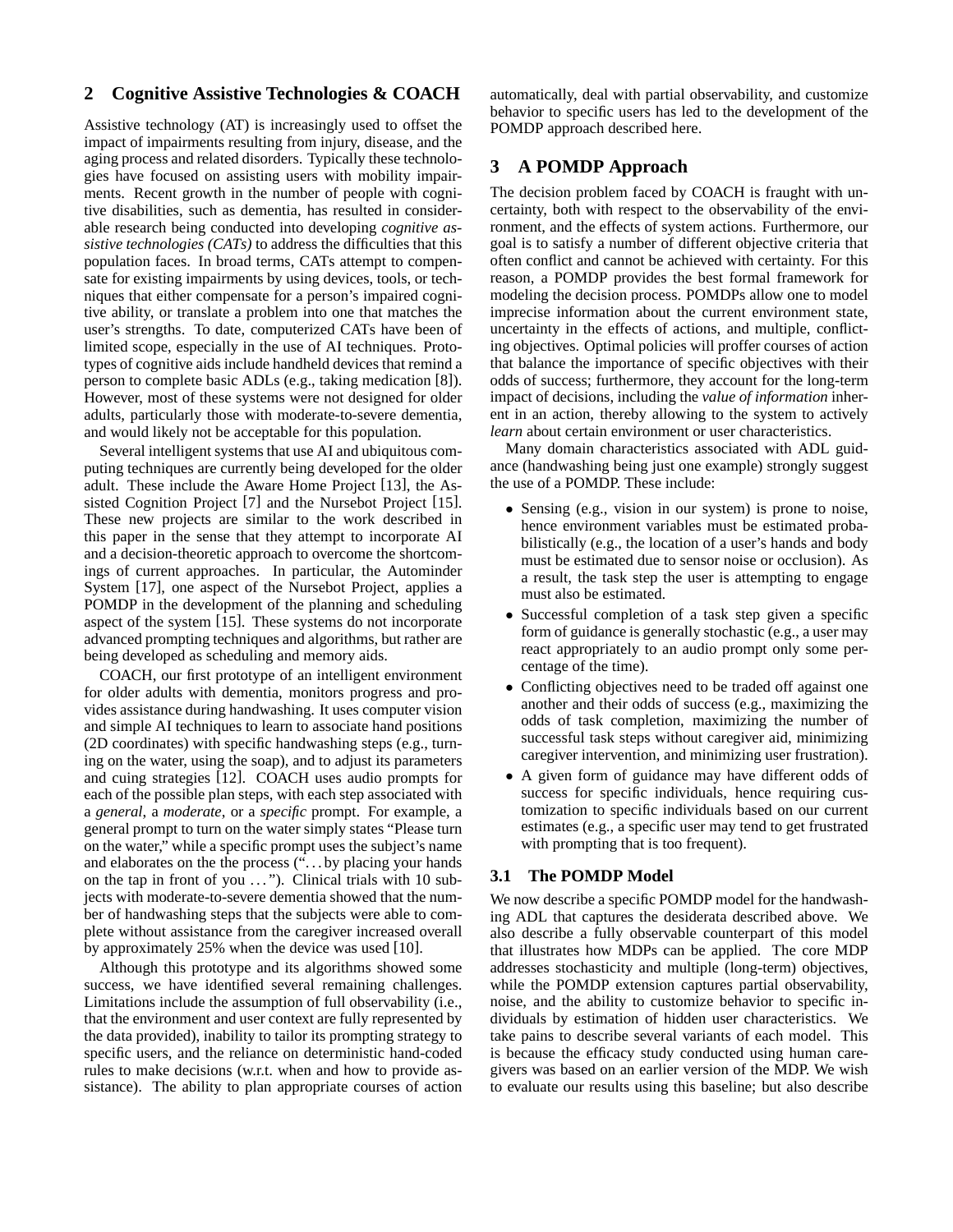## 2 Cognitive Assistive Technologies & COACH

Assistive technology (AT) is increasingly used to offset the impact of impairments resulting from injury, disease, and the aging process and related disorders. Typically these technologies have focused on assisting users with mobility impairments. Recent growth in the number of people with cognitive disabilities, such as dementia, has resulted in considerable research being conducted into developing *cognitive assistive technologies (CATs)* to address the difficulties that this population faces. In broad terms, CATs attempt to compensate for existing impairments by using devices, tools, or techniques that either compensate for a person's impaired cognitive ability, or translate a problem into one that matches the user's strengths. To date, computerized CATs have been of limited scope, especially in the use of AI techniques. Prototypes of cognitive aids include handheld devices that remind a person to complete basic ADLs (e.g., taking medication [8]). However, most of these systems were not designed for older adults, particularly those with moderate-to-severe dementia, and would likely not be acceptable for this population.

Several intelligent systems that use AI and ubiquitous computing techniques are currently being developed for the older adult. These include the Aware Home Project [13], the Assisted Cognition Project [7] and the Nursebot Project [15]. These new projects are similar to the work described in this paper in the sense that they attempt to incorporate AI and a decision-theoretic approach to overcome the shortcomings of current approaches. In particular, the Autominder System [17], one aspect of the Nursebot Project, applies a POMDP in the development of the planning and scheduling aspect of the system [15]. These systems do not incorporate advanced prompting techniques and algorithms, but rather are being developed as scheduling and memory aids.

COACH, our first prototype of an intelligent environment for older adults with dementia, monitors progress and provides assistance during handwashing. It uses computer vision and simple AI techniques to learn to associate hand positions (2D coordinates) with specific handwashing steps (e.g., turning on the water, using the soap), and to adjust its parameters and cuing strategies [12]. COACH uses audio prompts for each of the possible plan steps, with each step associated with a *general*, a *moderate*, or a *specific* prompt. For example, a general prompt to turn on the water simply states "Please turn on the water," while a specific prompt uses the subject's name and elaborates on the the process ("…by placing your hands on the tap in front of you …"). Clinical trials with 10 subjects with moderate-to-severe dementia showed that the number of handwashing steps that the subjects were able to complete without assistance from the caregiver increased overall by approximately 25% when the device was used [10].

Although this prototype and its algorithms showed some success, we have identified several remaining challenges. Limitations include the assumption of full observability (i.e., that the environment and user context are fully represented by the data provided), inability to tailor its prompting strategy to specific users, and the reliance on deterministic hand-coded rules to make decisions (w.r.t. when and how to provide assistance). The ability to plan appropriate courses of action automatically, deal with partial observability, and customize behavior to specific users has led to the development of the POMDP approach described here.

## 3 A POMDP Approach

The decision problem faced by COACH is fraught with uncertainty, both with respect to the observability of the environment, and the effects of system actions. Furthermore, our goal is to satisfy a number of different objective criteria that often conflict and cannot be achieved with certainty. For this reason, a POMDP provides the best formal framework for modeling the decision process. POMDPs allow one to model imprecise information about the current environment state, uncertainty in the effects of actions, and multiple, conflicting objectives. Optimal policies will proffer courses of action that balance the importance of specific objectives with their odds of success; furthermore, they account for the long-term impact of decisions, including the *value of information* inherent in an action, thereby allowing to the system to actively *learn* about certain environment or user characteristics.

Many domain characteristics associated with ADL guidance (handwashing being just one example) strongly suggest the use of a POMDP. These include:

- Sensing (e.g., vision in our system) is prone to noise, hence environment variables must be estimated probabilistically (e.g., the location of a user's hands and body must be estimated due to sensor noise or occlusion). As a result, the task step the user is attempting to engage must also be estimated.
- Successful completion of a task step given a specific form of guidance is generally stochastic (e.g., a user may react appropriately to an audio prompt only some percentage of the time).
- Conflicting objectives need to be traded off against one another and their odds of success (e.g., maximizing the odds of task completion, maximizing the number of successful task steps without caregiver aid, minimizing caregiver intervention, and minimizing user frustration).
- A given form of guidance may have different odds of success for specific individuals, hence requiring customization to specific individuals based on our current estimates (e.g., a specific user may tend to get frustrated with prompting that is too frequent).

### 3.1 The POMDP Model

We now describe a specific POMDP model for the handwashing ADL that captures the desiderata described above. We also describe a fully observable counterpart of this model that illustrates how MDPs can be applied. The core MDP addresses stochasticity and multiple (long-term) objectives, while the POMDP extension captures partial observability, noise, and the ability to customize behavior to specific individuals by estimation of hidden user characteristics. We take pains to describe several variants of each model. This is because the efficacy study conducted using human caregivers was based on an earlier version of the MDP. We wish to evaluate our results using this baseline; but also describe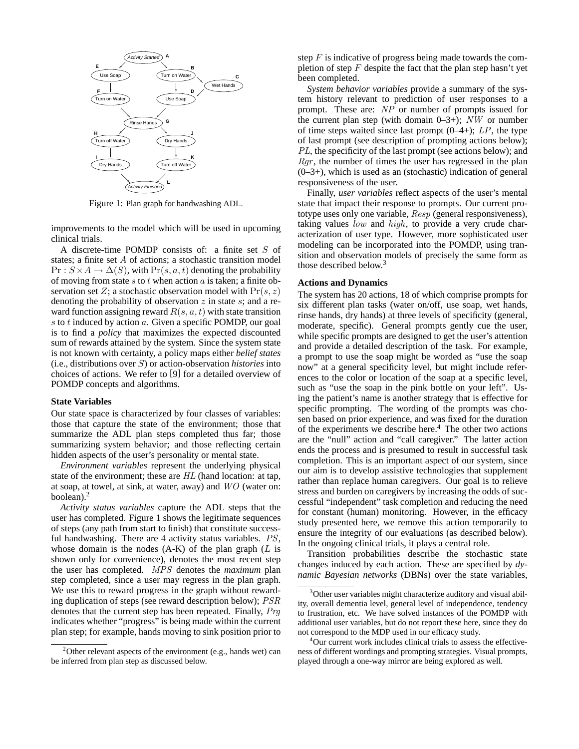Figure 1: Plan graph for handwashing ADL.

improvements to the model which will be used in upcoming clinical trials.

A discrete-time POMDP consists of: a finite set $S$ of states; a finite set $A$ of actions; a stochastic transition model $\Pr : S \times A \to \Delta(S)$, with $\Pr(s, a, t)$ denoting the probability of moving from state $s$ to $t$ when action $a$ is taken; a finite observation set $Z$; a stochastic observation model with $\Pr(s, z)$ denoting the probability of observation $z$ in state $s$; and a reward function assigning reward $R(s, a, t)$ with state transition $s$ to $t$ induced by action $a$. Given a specific POMDP, our goal is to find a *policy* that maximizes the expected discounted sum of rewards attained by the system. Since the system state is not known with certainty, a policy maps either *belief states* (i.e., distributions over $S$) or action-observation *histories* into choices of actions. We refer to [9] for a detailed overview of POMDP concepts and algorithms.

**State Variables**

Our state space is characterized by four classes of variables: those that capture the state of the environment; those that summarize the ADL plan steps completed thus far; those summarizing system behavior; and those reflecting certain hidden aspects of the user's personality or mental state.

*Environment variables* represent the underlying physical state of the environment; these are $HL$ (hand location: at tap, at soap, at towel, at sink, at water, away) and $WO$ (water on: boolean).[2]

*Activity status variables* capture the ADL steps that the user has completed. Figure 1 shows the legitimate sequences of steps (any path from start to finish) that constitute successful handwashing. There are 4 activity status variables. $PS$, whose domain is the nodes (A-K) of the plan graph ($L$ is shown only for convenience), denotes the most recent step the user has completed. $MPS$ denotes the *maximum* plan step completed, since a user may regress in the plan graph. We use this to reward progress in the graph without rewarding duplication of steps (see reward description below); $PSR$ denotes that the current step has been repeated. Finally, $Prg$ indicates whether "progress" is being made within the current plan step; for example, hands moving to sink position prior to step $F$ is indicative of progress being made towards the completion of step $F$ despite the fact that the plan step hasn't yet been completed.

*System behavior variables* provide a summary of the system history relevant to prediction of user responses to a prompt. These are: $NP$ or number of prompts issued for the current plan step (with domain 0–3+); $NW$ or number of time steps waited since last prompt (0–4+); $LP$, the type of last prompt (see description of prompting actions below); $PL$, the specificity of the last prompt (see actions below); and $Rgr$, the number of times the user has regressed in the plan (0–3+), which is used as an (stochastic) indication of general responsiveness of the user.

Finally, *user variables* reflect aspects of the user's mental state that impact their response to prompts. Our current prototype uses only one variable, $Resp$ (general responsiveness), taking values $low$ and $high$, to provide a very crude characterization of user type. However, more sophisticated user modeling can be incorporated into the POMDP, using transition and observation models of precisely the same form as those described below.[3]

**Actions and Dynamics**

The system has 20 actions, 18 of which comprise prompts for six different plan tasks (water on/off, use soap, wet hands, rinse hands, dry hands) at three levels of specificity (general, moderate, specific). General prompts gently cue the user, while specific prompts are designed to get the user's attention and provide a detailed description of the task. For example, a prompt to use the soap might be worded as "use the soap now" at a general specificity level, but might include references to the color or location of the soap at a specific level, such as "use the soap in the pink bottle on your left". Using the patient's name is another strategy that is effective for specific prompting. The wording of the prompts was chosen based on prior experience, and was fixed for the duration of the experiments we describe here.[4] The other two actions are the "null" action and "call caregiver." The latter action ends the process and is presumed to result in successful task completion. This is an important aspect of our system, since our aim is to develop assistive technologies that supplement rather than replace human caregivers. Our goal is to relieve stress and burden on caregivers by increasing the odds of successful "independent" task completion and reducing the need for constant (human) monitoring. However, in the efficacy study presented here, we remove this action temporarily to ensure the integrity of our evaluations (as described below). In the ongoing clinical trials, it plays a central role.

Transition probabilities describe the stochastic state changes induced by each action. These are specified by *dynamic Bayesian networks* (DBNs) over the state variables,

---

[2] Other relevant aspects of the environment (e.g., hands wet) can be inferred from plan step as discussed below.

[3] Other user variables might characterize auditory and visual ability, overall dementia level, general level of independence, tendency to frustration, etc. We have solved instances of the POMDP with additional user variables, but do not report these here, since they do not correspond to the MDP used in our efficacy study.

[4] Our current work includes clinical trials to assess the effectiveness of different wordings and prompting strategies. Visual prompts, played through a one-way mirror are being explored as well.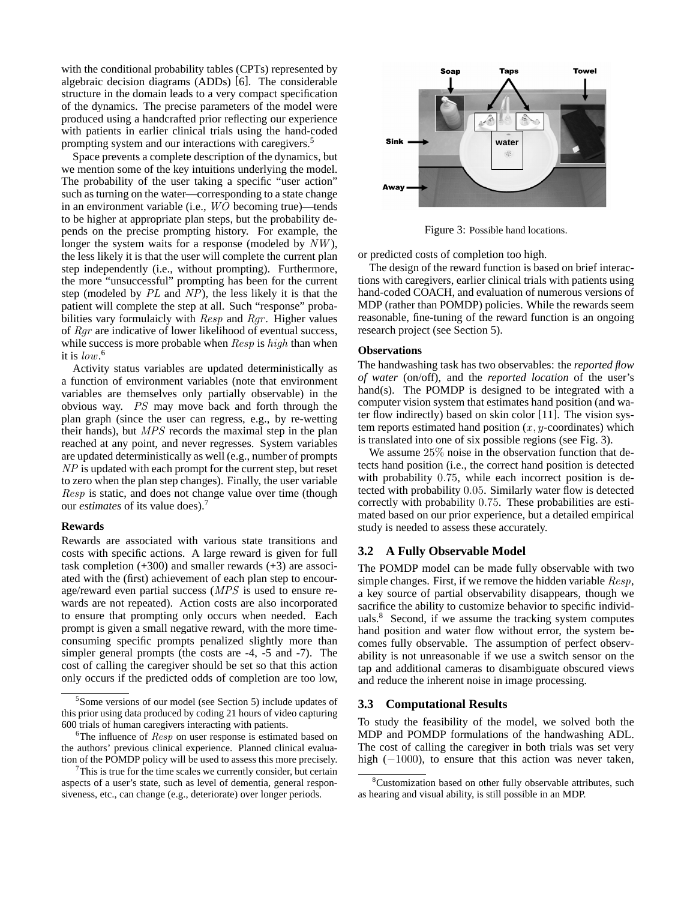with the conditional probability tables (CPTs) represented by algebraic decision diagrams (ADDs) [6]. The considerable structure in the domain leads to a very compact specification of the dynamics. The precise parameters of the model were produced using a handcrafted prior reflecting our experience with patients in earlier clinical trials using the hand-coded prompting system and our interactions with caregivers.[5]

Space prevents a complete description of the dynamics, but we mention some of the key intuitions underlying the model. The probability of the user taking a specific "user action" such as turning on the water—corresponding to a state change in an environment variable (i.e., $WO$ becoming true)—tends to be higher at appropriate plan steps, but the probability depends on the precise prompting history. For example, the longer the system waits for a response (modeled by $NW$), the less likely it is that the user will complete the current plan step independently (i.e., without prompting). Furthermore, the more "unsuccessful" prompting has been for the current step (modeled by $PL$ and $NP$), the less likely it is that the patient will complete the step at all. Such "response" probabilities vary formulaicly with $Resp$ and $Rgr$. Higher values of $Rgr$ are indicative of lower likelihood of eventual success, while success is more probable when $Resp$ is $high$ than when it is $low$.[6]

Activity status variables are updated deterministically as a function of environment variables (note that environment variables are themselves only partially observable) in the obvious way. $PS$ may move back and forth through the plan graph (since the user can regress, e.g., by re-wetting their hands), but $MPS$ records the maximal step in the plan reached at any point, and never regresses. System variables are updated deterministically as well (e.g., number of prompts $NP$ is updated with each prompt for the current step, but reset to zero when the plan step changes). Finally, the user variable $Resp$ is static, and does not change value over time (though our *estimates* of its value does).[7]

**Rewards**

Rewards are associated with various state transitions and costs with specific actions. A large reward is given for full task completion (+300) and smaller rewards (+3) are associated with the (first) achievement of each plan step to encourage/reward even partial success ($MPS$ is used to ensure rewards are not repeated). Action costs are also incorporated to ensure that prompting only occurs when needed. Each prompt is given a small negative reward, with the more time-consuming specific prompts penalized slightly more than simpler general prompts (the costs are -4, -5 and -7). The cost of calling the caregiver should be set so that this action only occurs if the predicted odds of completion are too low, or predicted costs of completion too high.

The design of the reward function is based on brief interactions with caregivers, earlier clinical trials with patients using hand-coded COACH, and evaluation of numerous versions of MDP (rather than POMDP) policies. While the rewards seem reasonable, fine-tuning of the reward function is an ongoing research project (see Section 5).

Figure 3: Possible hand locations.

**Observations**

The handwashing task has two observables: the *reported flow of water* (on/off), and the *reported location* of the user's hand(s). The POMDP is designed to be integrated with a computer vision system that estimates hand position (and water flow indirectly) based on skin color [11]. The vision system reports estimated hand position ($x, y$-coordinates) which is translated into one of six possible regions (see Fig. 3).

We assume $25\%$ noise in the observation function that detects hand position (i.e., the correct hand position is detected with probability $0.75$, while each incorrect position is detected with probability $0.05$. Similarly water flow is detected correctly with probability $0.75$. These probabilities are estimated based on our prior experience, but a detailed empirical study is needed to assess these accurately.

### 3.2 A Fully Observable Model

The POMDP model can be made fully observable with two simple changes. First, if we remove the hidden variable $Resp$, a key source of partial observability disappears, though we sacrifice the ability to customize behavior to specific individuals.[8] Second, if we assume the tracking system computes hand position and water flow without error, the system becomes fully observable. The assumption of perfect observability is not unreasonable if we use a switch sensor on the tap and additional cameras to disambiguate obscured views and reduce the inherent noise in image processing.

### 3.3 Computational Results

To study the feasibility of the model, we solved both the MDP and POMDP formulations of the handwashing ADL. The cost of calling the caregiver in both trials was set very high ($-1000$), to ensure that this action was never taken,

---

[5] Some versions of our model (see Section 5) include updates of this prior using data produced by coding 21 hours of video capturing 600 trials of human caregivers interacting with patients.

[6] The influence of $Resp$ on user response is estimated based on the authors' previous clinical experience. Planned clinical evaluation of the POMDP policy will be used to assess this more precisely.

[7] This is true for the time scales we currently consider, but certain aspects of a user's state, such as level of dementia, general responsiveness, etc., can change (e.g., deteriorate) over longer periods.

[8] Customization based on other fully observable attributes, such as hearing and visual ability, is still possible in an MDP.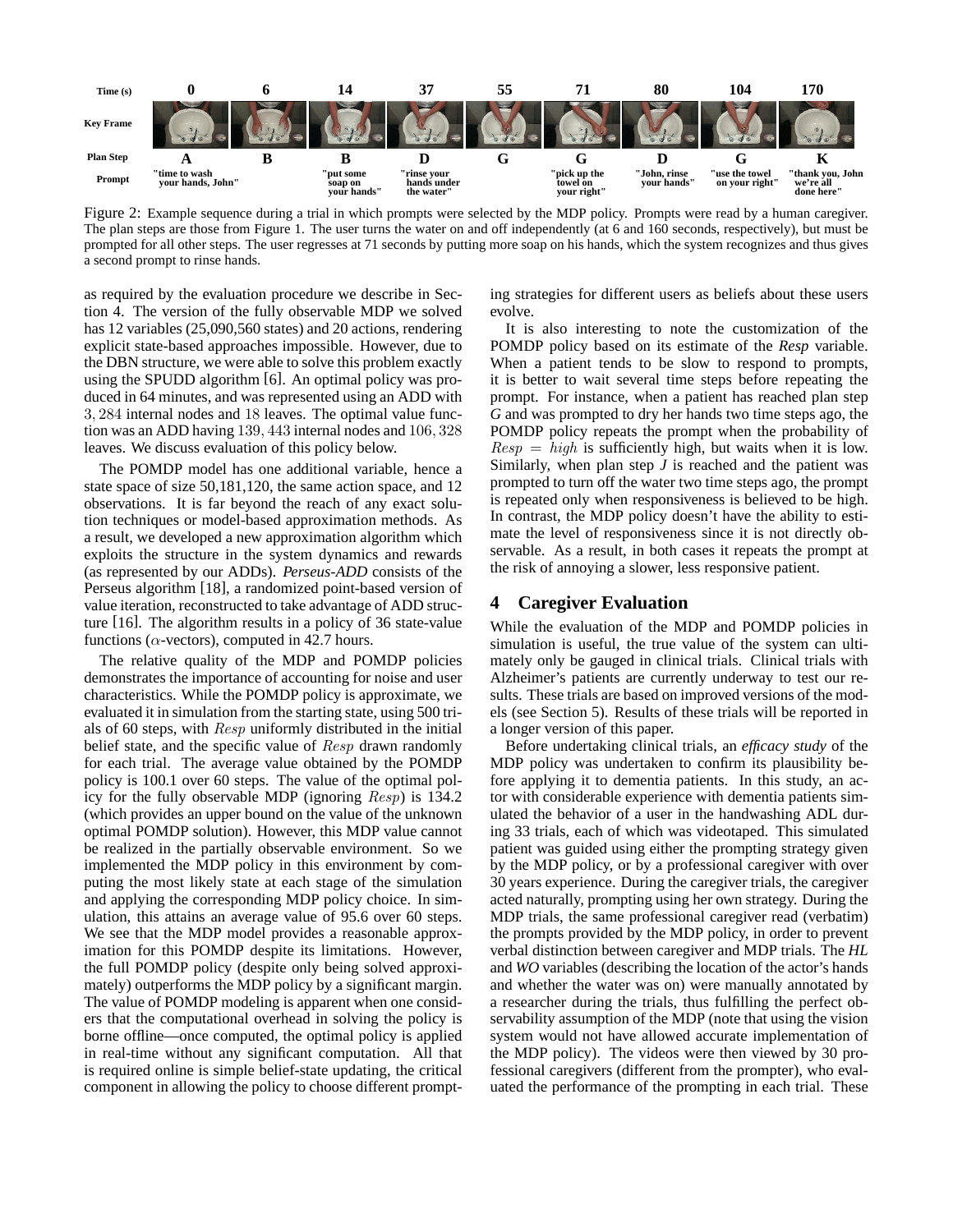| Time (s) | 0 | 6 | 14 | 37 | 55 | 71 | 80 | 104 | 170 |
|---|---|---|---|---|---|---|---|---|---|
| Key Frame | | | | | | | | | |
| Plan Step | A | B | B | D | G | G | D | G | K |
| Prompt | "time to wash your hands, John" | | "put some soap on your hands" | "rinse your hands under the water" | | "pick up the towel on your right" | "John, rinse your hands" | "use the towel on your right" | "thank you, John we're all done here" |

Figure 2: Example sequence during a trial in which prompts were selected by the MDP policy. Prompts were read by a human caregiver. The plan steps are those from Figure 1. The user turns the water on and off independently (at 6 and 160 seconds, respectively), but must be prompted for all other steps. The user regresses at 71 seconds by putting more soap on his hands, which the system recognizes and thus gives a second prompt to rinse hands.

as required by the evaluation procedure we describe in Section 4. The version of the fully observable MDP we solved has 12 variables (25,090,560 states) and 20 actions, rendering explicit state-based approaches impossible. However, due to the DBN structure, we were able to solve this problem exactly using the SPUDD algorithm [6]. An optimal policy was produced in 64 minutes, and was represented using an ADD with $3,284$ internal nodes and $18$ leaves. The optimal value function was an ADD having $139,443$ internal nodes and $106,328$ leaves. We discuss evaluation of this policy below.

The POMDP model has one additional variable, hence a state space of size 50,181,120, the same action space, and 12 observations. It is far beyond the reach of any exact solution techniques or model-based approximation methods. As a result, we developed a new approximation algorithm which exploits the structure in the system dynamics and rewards (as represented by our ADDs). *Perseus-ADD* consists of the Perseus algorithm [18], a randomized point-based version of value iteration, reconstructed to take advantage of ADD structure [16]. The algorithm results in a policy of 36 state-value functions ($\alpha$-vectors), computed in 42.7 hours.

The relative quality of the MDP and POMDP policies demonstrates the importance of accounting for noise and user characteristics. While the POMDP policy is approximate, we evaluated it in simulation from the starting state, using 500 trials of 60 steps, with $Resp$ uniformly distributed in the initial belief state, and the specific value of $Resp$ drawn randomly for each trial. The average value obtained by the POMDP policy is 100.1 over 60 steps. The value of the optimal policy for the fully observable MDP (ignoring $Resp$) is 134.2 (which provides an upper bound on the value of the unknown optimal POMDP solution). However, this MDP value cannot be realized in the partially observable environment. So we implemented the MDP policy in this environment by computing the most likely state at each stage of the simulation and applying the corresponding MDP policy choice. In simulation, this attains an average value of 95.6 over 60 steps. We see that the MDP model provides a reasonable approximation for this POMDP despite its limitations. However, the full POMDP policy (despite only being solved approximately) outperforms the MDP policy by a significant margin. The value of POMDP modeling is apparent when one considers that the computational overhead in solving the policy is borne offline—once computed, the optimal policy is applied in real-time without any significant computation. All that is required online is simple belief-state updating, the critical component in allowing the policy to choose different prompting strategies for different users as beliefs about these users evolve.

It is also interesting to note the customization of the POMDP policy based on its estimate of the *Resp* variable. When a patient tends to be slow to respond to prompts, it is better to wait several time steps before repeating the prompt. For instance, when a patient has reached plan step *G* and was prompted to dry her hands two time steps ago, the POMDP policy repeats the prompt when the probability of $Resp = high$ is sufficiently high, but waits when it is low. Similarly, when plan step *J* is reached and the patient was prompted to turn off the water two time steps ago, the prompt is repeated only when responsiveness is believed to be high. In contrast, the MDP policy doesn't have the ability to estimate the level of responsiveness since it is not directly observable. As a result, in both cases it repeats the prompt at the risk of annoying a slower, less responsive patient.

## 4 Caregiver Evaluation

While the evaluation of the MDP and POMDP policies in simulation is useful, the true value of the system can ultimately only be gauged in clinical trials. Clinical trials with Alzheimer's patients are currently underway to test our results. These trials are based on improved versions of the models (see Section 5). Results of these trials will be reported in a longer version of this paper.

Before undertaking clinical trials, an *efficacy study* of the MDP policy was undertaken to confirm its plausibility before applying it to dementia patients. In this study, an actor with considerable experience with dementia patients simulated the behavior of a user in the handwashing ADL during 33 trials, each of which was videotaped. This simulated patient was guided using either the prompting strategy given by the MDP policy, or by a professional caregiver with over 30 years experience. During the caregiver trials, the caregiver acted naturally, prompting using her own strategy. During the MDP trials, the same professional caregiver read (verbatim) the prompts provided by the MDP policy, in order to prevent verbal distinction between caregiver and MDP trials. The *HL* and *WO* variables (describing the location of the actor's hands and whether the water was on) were manually annotated by a researcher during the trials, thus fulfilling the perfect observability assumption of the MDP (note that using the vision system would not have allowed accurate implementation of the MDP policy). The videos were then viewed by 30 professional caregivers (different from the prompter), who evaluated the performance of the prompting in each trial. These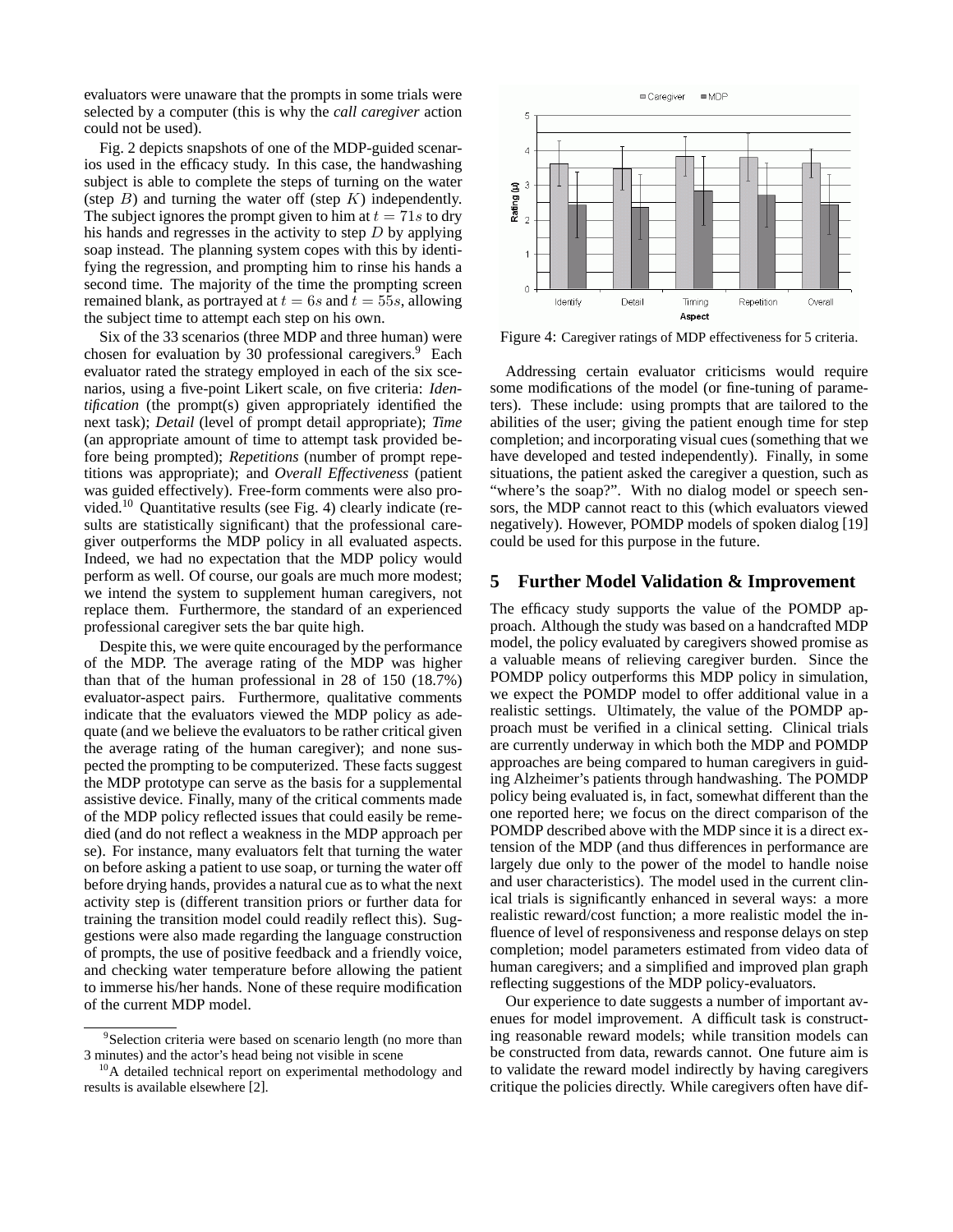evaluators were unaware that the prompts in some trials were selected by a computer (this is why the *call caregiver* action could not be used).

Fig. 2 depicts snapshots of one of the MDP-guided scenarios used in the efficacy study. In this case, the handwashing subject is able to complete the steps of turning on the water (step $B$) and turning the water off (step $K$) independently. The subject ignores the prompt given to him at $t = 71s$ to dry his hands and regresses in the activity to step $D$ by applying soap instead. The planning system copes with this by identifying the regression, and prompting him to rinse his hands a second time. The majority of the time the prompting screen remained blank, as portrayed at $t = 6s$ and $t = 55s$, allowing the subject time to attempt each step on his own.

Six of the 33 scenarios (three MDP and three human) were chosen for evaluation by 30 professional caregivers.[9] Each evaluator rated the strategy employed in each of the six scenarios, using a five-point Likert scale, on five criteria: *Identification* (the prompt(s) given appropriately identified the next task); *Detail* (level of prompt detail appropriate); *Time* (an appropriate amount of time to attempt task provided before being prompted); *Repetitions* (number of prompt repetitions was appropriate); and *Overall Effectiveness* (patient was guided effectively). Free-form comments were also provided.[10] Quantitative results (see Fig. 4) clearly indicate (results are statistically significant) that the professional caregiver outperforms the MDP policy in all evaluated aspects. Indeed, we had no expectation that the MDP policy would perform as well. Of course, our goals are much more modest; we intend the system to supplement human caregivers, not replace them. Furthermore, the standard of an experienced professional caregiver sets the bar quite high.

Despite this, we were quite encouraged by the performance of the MDP. The average rating of the MDP was higher than that of the human professional in 28 of 150 (18.7%) evaluator-aspect pairs. Furthermore, qualitative comments indicate that the evaluators viewed the MDP policy as adequate (and we believe the evaluators to be rather critical given the average rating of the human caregiver); and none suspected the prompting to be computerized. These facts suggest the MDP prototype can serve as the basis for a supplemental assistive device. Finally, many of the critical comments made of the MDP policy reflected issues that could easily be remedied (and do not reflect a weakness in the MDP approach per se). For instance, many evaluators felt that turning the water on before asking a patient to use soap, or turning the water off before drying hands, provides a natural cue as to what the next activity step is (different transition priors or further data for training the transition model could readily reflect this). Suggestions were also made regarding the language construction of prompts, the use of positive feedback and a friendly voice, and checking water temperature before allowing the patient to immerse his/her hands. None of these require modification of the current MDP model.

Figure 4: Caregiver ratings of MDP effectiveness for 5 criteria.

Addressing certain evaluator criticisms would require some modifications of the model (or fine-tuning of parameters). These include: using prompts that are tailored to the abilities of the user; giving the patient enough time for step completion; and incorporating visual cues (something that we have developed and tested independently). Finally, in some situations, the patient asked the caregiver a question, such as "where's the soap?". With no dialog model or speech sensors, the MDP cannot react to this (which evaluators viewed negatively). However, POMDP models of spoken dialog [19] could be used for this purpose in the future.

## 5 Further Model Validation & Improvement

The efficacy study supports the value of the POMDP approach. Although the study was based on a handcrafted MDP model, the policy evaluated by caregivers showed promise as a valuable means of relieving caregiver burden. Since the POMDP policy outperforms this MDP policy in simulation, we expect the POMDP model to offer additional value in a realistic settings. Ultimately, the value of the POMDP approach must be verified in a clinical setting. Clinical trials are currently underway in which both the MDP and POMDP approaches are being compared to human caregivers in guiding Alzheimer's patients through handwashing. The POMDP policy being evaluated is, in fact, somewhat different than the one reported here; we focus on the direct comparison of the POMDP described above with the MDP since it is a direct extension of the MDP (and thus differences in performance are largely due only to the power of the model to handle noise and user characteristics). The model used in the current clinical trials is significantly enhanced in several ways: a more realistic reward/cost function; a more realistic model the influence of level of responsiveness and response delays on step completion; model parameters estimated from video data of human caregivers; and a simplified and improved plan graph reflecting suggestions of the MDP policy-evaluators.

Our experience to date suggests a number of important avenues for model improvement. A difficult task is constructing reasonable reward models; while transition models can be constructed from data, rewards cannot. One future aim is to validate the reward model indirectly by having caregivers critique the policies directly. While caregivers often have dif-

---

[9] Selection criteria were based on scenario length (no more than 3 minutes) and the actor's head being not visible in scene

[10] A detailed technical report on experimental methodology and results is available elsewhere [2].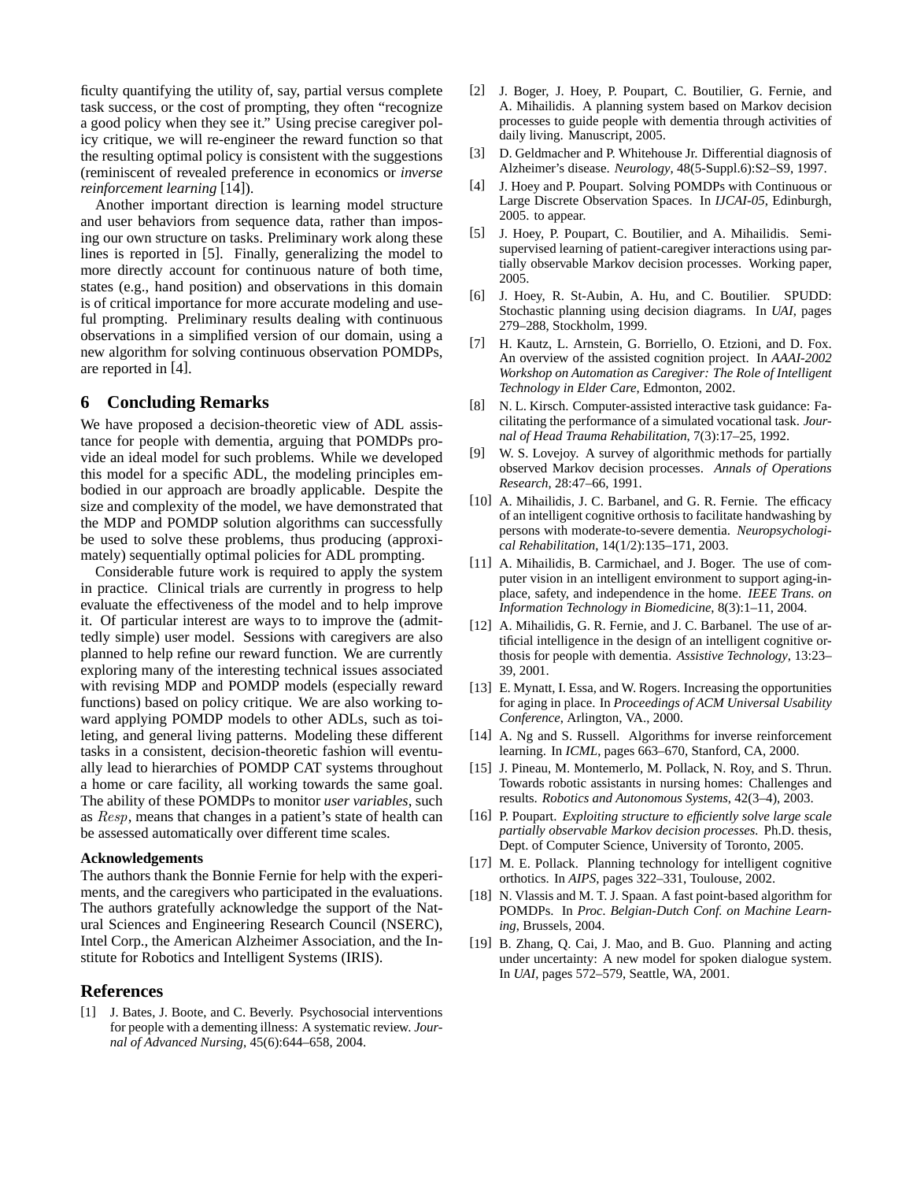ficulty quantifying the utility of, say, partial versus complete task success, or the cost of prompting, they often "recognize a good policy when they see it." Using precise caregiver policy critique, we will re-engineer the reward function so that the resulting optimal policy is consistent with the suggestions (reminiscent of revealed preference in economics or *inverse reinforcement learning* [14]).

Another important direction is learning model structure and user behaviors from sequence data, rather than imposing our own structure on tasks. Preliminary work along these lines is reported in [5]. Finally, generalizing the model to more directly account for continuous nature of both time, states (e.g., hand position) and observations in this domain is of critical importance for more accurate modeling and useful prompting. Preliminary results dealing with continuous observations in a simplified version of our domain, using a new algorithm for solving continuous observation POMDPs, are reported in [4].

## 6 Concluding Remarks

We have proposed a decision-theoretic view of ADL assistance for people with dementia, arguing that POMDPs provide an ideal model for such problems. While we developed this model for a specific ADL, the modeling principles embodied in our approach are broadly applicable. Despite the size and complexity of the model, we have demonstrated that the MDP and POMDP solution algorithms can successfully be used to solve these problems, thus producing (approximately) sequentially optimal policies for ADL prompting.

Considerable future work is required to apply the system in practice. Clinical trials are currently in progress to help evaluate the effectiveness of the model and to help improve it. Of particular interest are ways to to improve the (admittedly simple) user model. Sessions with caregivers are also planned to help refine our reward function. We are currently exploring many of the interesting technical issues associated with revising MDP and POMDP models (especially reward functions) based on policy critique. We are also working toward applying POMDP models to other ADLs, such as toileting, and general living patterns. Modeling these different tasks in a consistent, decision-theoretic fashion will eventually lead to hierarchies of POMDP CAT systems throughout a home or care facility, all working towards the same goal. The ability of these POMDPs to monitor *user variables*, such as $Resp$, means that changes in a patient's state of health can be assessed automatically over different time scales.

### Acknowledgements

The authors thank the Bonnie Fernie for help with the experiments, and the caregivers who participated in the evaluations. The authors gratefully acknowledge the support of the Natural Sciences and Engineering Research Council (NSERC), Intel Corp., the American Alzheimer Association, and the Institute for Robotics and Intelligent Systems (IRIS).

## References

[1] J. Bates, J. Boote, and C. Beverly. Psychosocial interventions for people with a dementing illness: A systematic review. *Journal of Advanced Nursing*, 45(6):644–658, 2004.

[2] J. Boger, J. Hoey, P. Poupart, C. Boutilier, G. Fernie, and A. Mihailidis. A planning system based on Markov decision processes to guide people with dementia through activities of daily living. Manuscript, 2005.

[3] D. Geldmacher and P. Whitehouse Jr. Differential diagnosis of Alzheimer's disease. *Neurology*, 48(5-Suppl.6):S2–S9, 1997.

[4] J. Hoey and P. Poupart. Solving POMDPs with Continuous or Large Discrete Observation Spaces. In *IJCAI-05*, Edinburgh, 2005. to appear.

[5] J. Hoey, P. Poupart, C. Boutilier, and A. Mihailidis. Semi-supervised learning of patient-caregiver interactions using partially observable Markov decision processes. Working paper, 2005.

[6] J. Hoey, R. St-Aubin, A. Hu, and C. Boutilier. SPUDD: Stochastic planning using decision diagrams. In *UAI*, pages 279–288, Stockholm, 1999.

[7] H. Kautz, L. Arnstein, G. Borriello, O. Etzioni, and D. Fox. An overview of the assisted cognition project. In *AAAI-2002 Workshop on Automation as Caregiver: The Role of Intelligent Technology in Elder Care*, Edmonton, 2002.

[8] N. L. Kirsch. Computer-assisted interactive task guidance: Facilitating the performance of a simulated vocational task. *Journal of Head Trauma Rehabilitation*, 7(3):17–25, 1992.

[9] W. S. Lovejoy. A survey of algorithmic methods for partially observed Markov decision processes. *Annals of Operations Research*, 28:47–66, 1991.

[10] A. Mihailidis, J. C. Barbanel, and G. R. Fernie. The efficacy of an intelligent cognitive orthosis to facilitate handwashing by persons with moderate-to-severe dementia. *Neuropsychological Rehabilitation*, 14(1/2):135–171, 2003.

[11] A. Mihailidis, B. Carmichael, and J. Boger. The use of computer vision in an intelligent environment to support aging-in-place, safety, and independence in the home. *IEEE Trans. on Information Technology in Biomedicine*, 8(3):1–11, 2004.

[12] A. Mihailidis, G. R. Fernie, and J. C. Barbanel. The use of artificial intelligence in the design of an intelligent cognitive orthosis for people with dementia. *Assistive Technology*, 13:23–39, 2001.

[13] E. Mynatt, I. Essa, and W. Rogers. Increasing the opportunities for aging in place. In *Proceedings of ACM Universal Usability Conference*, Arlington, VA., 2000.

[14] A. Ng and S. Russell. Algorithms for inverse reinforcement learning. In *ICML*, pages 663–670, Stanford, CA, 2000.

[15] J. Pineau, M. Montemerlo, M. Pollack, N. Roy, and S. Thrun. Towards robotic assistants in nursing homes: Challenges and results. *Robotics and Autonomous Systems*, 42(3–4), 2003.

[16] P. Poupart. *Exploiting structure to efficiently solve large scale partially observable Markov decision processes.* Ph.D. thesis, Dept. of Computer Science, University of Toronto, 2005.

[17] M. E. Pollack. Planning technology for intelligent cognitive orthotics. In *AIPS*, pages 322–331, Toulouse, 2002.

[18] N. Vlassis and M. T. J. Spaan. A fast point-based algorithm for POMDPs. In *Proc. Belgian-Dutch Conf. on Machine Learning*, Brussels, 2004.

[19] B. Zhang, Q. Cai, J. Mao, and B. Guo. Planning and acting under uncertainty: A new model for spoken dialogue system. In *UAI*, pages 572–579, Seattle, WA, 2001.